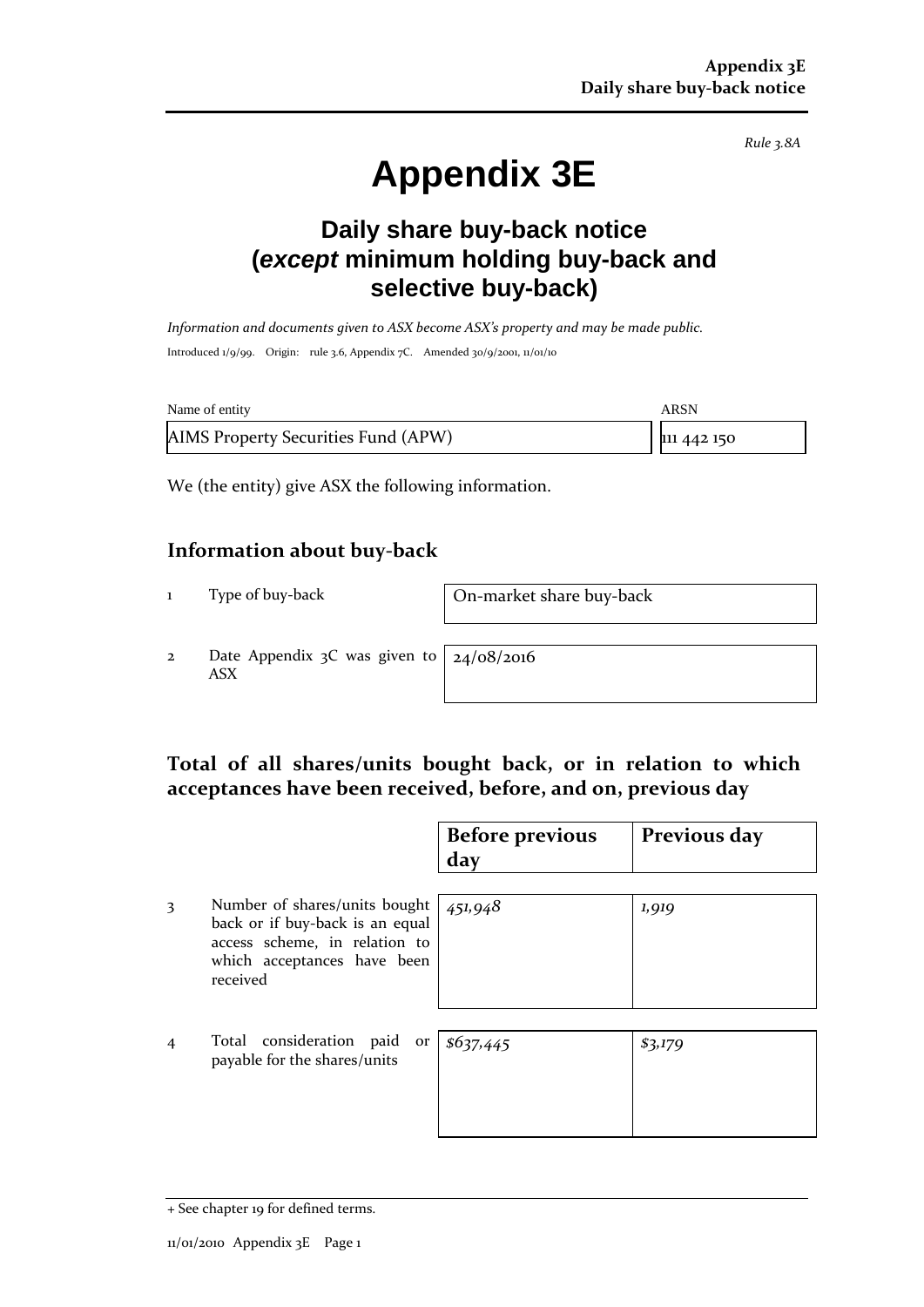Rule 3.8A

# Appendix 3E

## Daily share buy-back notice (*except* minimum holding buy-back and selective buy-back)

*Information and documents given to ASX become ASX's property and may be made public.*

Introduced 1/9/99. Origin: rule 3.6, Appendix 7C. Amended 30/9/2001, 11/01/10

| Name of entity | ARSN |
|---|---|
| AIMS Property Securities Fund (APW) | 111 442 150 |

We (the entity) give ASX the following information.

## Information about buy-back

| | | |
|---|---|---|
| 1 | Type of buy-back | On-market share buy-back |
| 2 | Date Appendix 3C was given to ASX | 24/08/2016 |

## Total of all shares/units bought back, or in relation to which acceptances have been received, before, and on, previous day

| | | Before previous day | Previous day |
|---|---|---|---|
| 3 | Number of shares/units bought back or if buy-back is an equal access scheme, in relation to which acceptances have been received | *451,948* | *1,919* |
| 4 | Total consideration paid or payable for the shares/units | *$637,445* | *$3,179* |

+ See chapter 19 for defined terms.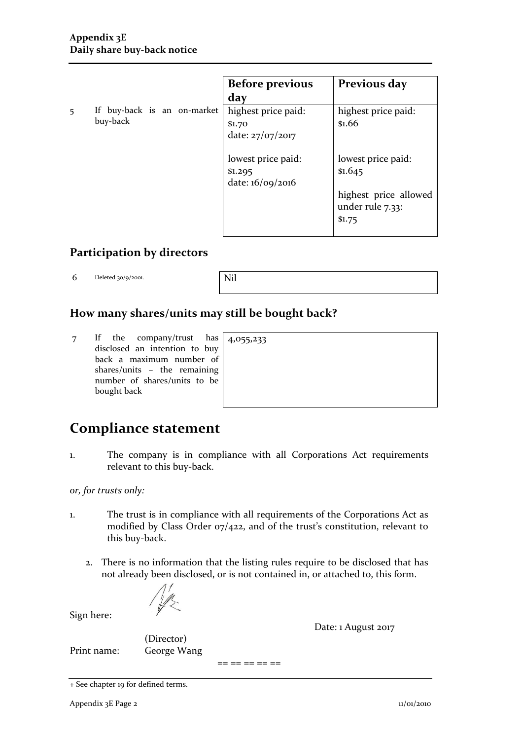| | | Before previous day | Previous day |
|---|---|---|---|
| 5 | If buy-back is an on-market buy-back | highest price paid: $1.70<br>date: 27/07/2017<br><br>lowest price paid: $1.295<br>date: 16/09/2016 | highest price paid: $1.66<br><br>lowest price paid: $1.645<br><br>highest price allowed under rule 7.33: $1.75 |

## Participation by directors

| | | |
|---|---|---|
| 6 | Deleted 30/9/2001. | Nil |

## How many shares/units may still be bought back?

| | | |
|---|---|---|
| 7 | If the company/trust has disclosed an intention to buy back a maximum number of shares/units – the remaining number of shares/units to be bought back | 4,055,233 |

# Compliance statement

1. The company is in compliance with all Corporations Act requirements relevant to this buy-back.

*or, for trusts only:*

1. The trust is in compliance with all requirements of the Corporations Act as modified by Class Order 07/422, and of the trust's constitution, relevant to this buy-back.

2. There is no information that the listing rules require to be disclosed that has not already been disclosed, or is not contained in, or attached to, this form.

Sign here:

Date: 1 August 2017

(Director)

Print name: George Wang

== == == == ==

+ See chapter 19 for defined terms.